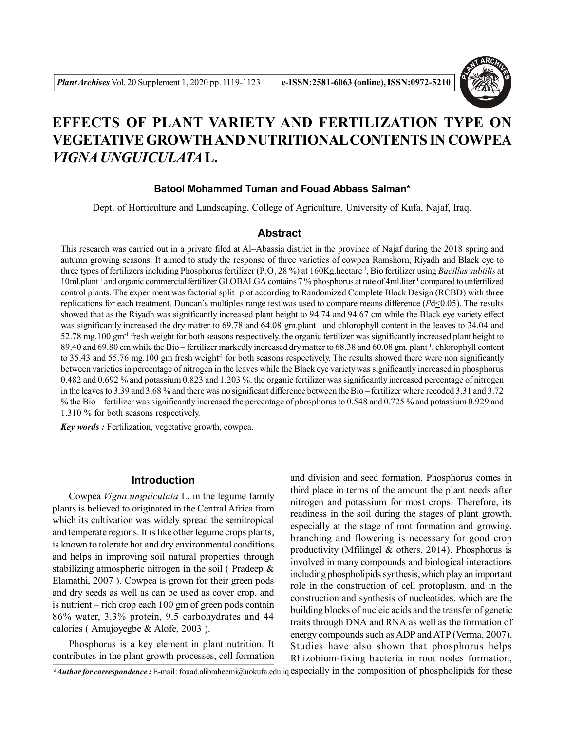# EFFECTS OF PLANT VARIETY AND FERTILIZATION TYPE ON VEGETATIVE GROWTH AND NUTRITIONAL CONTENTS IN COWPEA *VIGNA UNGUICULATA* L.

**Batool Mohammed Tuman and Fouad Abbass Salman***

Dept. of Horticulture and Landscaping, College of Agriculture, University of Kufa, Najaf, Iraq.

## Abstract

This research was carried out in a private filed at Al–Abassia district in the province of Najaf during the 2018 spring and autumn growing seasons. It aimed to study the response of three varieties of cowpea Ramshorn, Riyadh and Black eye to three types of fertilizers including Phosphorus fertilizer ($P_2O_5$ 28 %) at 160Kg.hectare$^{-1}$, Bio fertilizer using *Bacillus subtilis* at 10ml.plant$^{-1}$ and organic commercial fertilizer GLOBALGA contains 7 % phosphorus at rate of 4ml.liter$^{-1}$ compared to unfertilized control plants. The experiment was factorial split–plot according to Randomized Complete Block Design (RCBD) with three replications for each treatment. Duncan's multiples range test was used to compare means difference ($Pd \leq 0.05$). The results showed that as the Riyadh was significantly increased plant height to 94.74 and 94.67 cm while the Black eye variety effect was significantly increased the dry matter to 69.78 and 64.08 gm.plant$^{-1}$ and chlorophyll content in the leaves to 34.04 and 52.78 mg.100 gm$^{-1}$ fresh weight for both seasons respectively. the organic fertilizer was significantly increased plant height to 89.40 and 69.80 cm while the Bio – fertilizer markedly increased dry matter to 68.38 and 60.08 gm. plant$^{-1}$, chlorophyll content to 35.43 and 55.76 mg.100 gm fresh weight$^{-1}$ for both seasons respectively. The results showed there were non significantly between varieties in percentage of nitrogen in the leaves while the Black eye variety was significantly increased in phosphorus 0.482 and 0.692 % and potassium 0.823 and 1.203 %. the organic fertilizer was significantly increased percentage of nitrogen in the leaves to 3.39 and 3.68 % and there was no significant difference between the Bio – fertilizer where recoded 3.31 and 3.72 % the Bio – fertilizer was significantly increased the percentage of phosphorus to 0.548 and 0.725 % and potassium 0.929 and 1.310 % for both seasons respectively.

***Key words :*** Fertilization, vegetative growth, cowpea.

## Introduction

Cowpea *Vigna unguiculata* L**.** in the legume family plants is believed to originated in the Central Africa from which its cultivation was widely spread the semitropical and temperate regions. It is like other legume crops plants, is known to tolerate hot and dry environmental conditions and helps in improving soil natural properties through stabilizing atmospheric nitrogen in the soil ( Pradeep & Elamathi, 2007 ). Cowpea is grown for their green pods and dry seeds as well as can be used as cover crop. and is nutrient – rich crop each 100 gm of green pods contain 86% water, 3.3% protein, 9.5 carbohydrates and 44 calories ( Amujoyegbe & Alofe, 2003 ).

Phosphorus is a key element in plant nutrition. It contributes in the plant growth processes, cell formation and division and seed formation. Phosphorus comes in third place in terms of the amount the plant needs after nitrogen and potassium for most crops. Therefore, its readiness in the soil during the stages of plant growth, especially at the stage of root formation and growing, branching and flowering is necessary for good crop productivity (Mfilingel & others, 2014). Phosphorus is involved in many compounds and biological interactions including phospholipids synthesis, which play an important role in the construction of cell protoplasm, and in the construction and synthesis of nucleotides, which are the building blocks of nucleic acids and the transfer of genetic traits through DNA and RNA as well as the formation of energy compounds such as ADP and ATP (Verma, 2007). Studies have also shown that phosphorus helps Rhizobium-fixing bacteria in root nodes formation, especially in the composition of phospholipids for these

****Author for correspondence :*** E-mail : fouad.alibraheemi@uokufa.edu.iq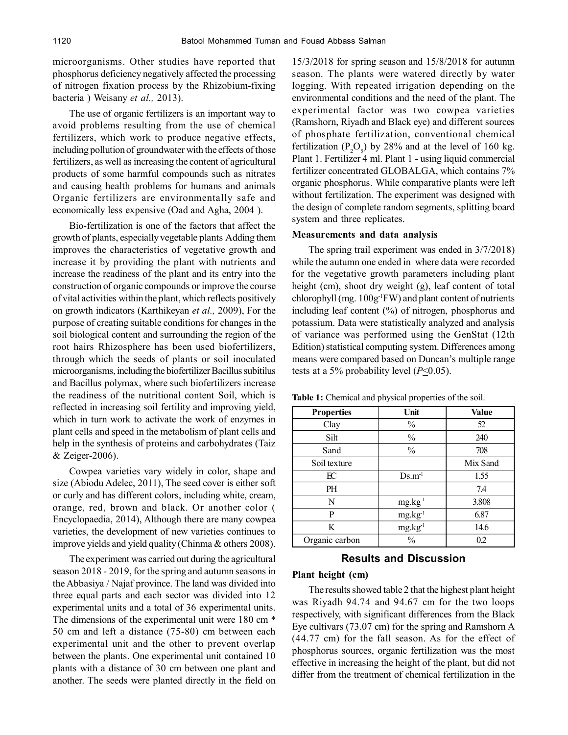microorganisms. Other studies have reported that phosphorus deficiency negatively affected the processing of nitrogen fixation process by the Rhizobium-fixing bacteria ) Weisany *et al.,* 2013).

The use of organic fertilizers is an important way to avoid problems resulting from the use of chemical fertilizers, which work to produce negative effects, including pollution of groundwater with the effects of those fertilizers, as well as increasing the content of agricultural products of some harmful compounds such as nitrates and causing health problems for humans and animals Organic fertilizers are environmentally safe and economically less expensive (Oad and Agha, 2004 ).

Bio-fertilization is one of the factors that affect the growth of plants, especially vegetable plants Adding them improves the characteristics of vegetative growth and increase it by providing the plant with nutrients and increase the readiness of the plant and its entry into the construction of organic compounds or improve the course of vital activities within the plant, which reflects positively on growth indicators (Karthikeyan *et al.,* 2009), For the purpose of creating suitable conditions for changes in the soil biological content and surrounding the region of the root hairs Rhizosphere has been used biofertilizers, through which the seeds of plants or soil inoculated microorganisms, including the biofertilizer Bacillus subitilus and Bacillus polymax, where such biofertilizers increase the readiness of the nutritional content Soil, which is reflected in increasing soil fertility and improving yield, which in turn work to activate the work of enzymes in plant cells and speed in the metabolism of plant cells and help in the synthesis of proteins and carbohydrates (Taiz & Zeiger-2006).

Cowpea varieties vary widely in color, shape and size (Abiodu Adelec, 2011), The seed cover is either soft or curly and has different colors, including white, cream, orange, red, brown and black. Or another color ( Encyclopaedia, 2014), Although there are many cowpea varieties, the development of new varieties continues to improve yields and yield quality (Chinma & others 2008).

The experiment was carried out during the agricultural season 2018 - 2019, for the spring and autumn seasons in the Abbasiya / Najaf province. The land was divided into three equal parts and each sector was divided into 12 experimental units and a total of 36 experimental units. The dimensions of the experimental unit were 180 cm * 50 cm and left a distance (75-80) cm between each experimental unit and the other to prevent overlap between the plants. One experimental unit contained 10 plants with a distance of 30 cm between one plant and another. The seeds were planted directly in the field on 15/3/2018 for spring season and 15/8/2018 for autumn season. The plants were watered directly by water logging. With repeated irrigation depending on the environmental conditions and the need of the plant. The experimental factor was two cowpea varieties (Ramshorn, Riyadh and Black eye) and different sources of phosphate fertilization, conventional chemical fertilization ($P_2O_5$) by 28% and at the level of 160 kg. Plant 1. Fertilizer 4 ml. Plant 1 - using liquid commercial fertilizer concentrated GLOBALGA, which contains 7% organic phosphorus. While comparative plants were left without fertilization. The experiment was designed with the design of complete random segments, splitting board system and three replicates.

### Measurements and data analysis

The spring trail experiment was ended in 3/7/2018) while the autumn one ended in where data were recorded for the vegetative growth parameters including plant height (cm), shoot dry weight (g), leaf content of total chlorophyll (mg. $100g^{-1}$FW) and plant content of nutrients including leaf content (%) of nitrogen, phosphorus and potassium. Data were statistically analyzed and analysis of variance was performed using the GenStat (12th Edition) statistical computing system. Differences among means were compared based on Duncan's multiple range tests at a 5% probability level ($P \leq 0.05$).

**Table 1:** Chemical and physical properties of the soil.

| Properties | Unit | Value |
|---|---|---|
| Clay | % | 52 |
| Silt | % | 240 |
| Sand | % | 708 |
| Soil texture | | Mix Sand |
| EC | $Ds.m^{-1}$ | 1.55 |
| PH | | 7.4 |
| N | $mg.kg^{-1}$ | 3.808 |
| P | $mg.kg^{-1}$ | 6.87 |
| K | $mg.kg^{-1}$ | 14.6 |
| Organic carbon | % | 0.2 |

## Results and Discussion

### Plant height (cm)

The results showed table 2 that the highest plant height was Riyadh 94.74 and 94.67 cm for the two loops respectively, with significant differences from the Black Eye cultivars (73.07 cm) for the spring and Ramshorn A (44.77 cm) for the fall season. As for the effect of phosphorus sources, organic fertilization was the most effective in increasing the height of the plant, but did not differ from the treatment of chemical fertilization in the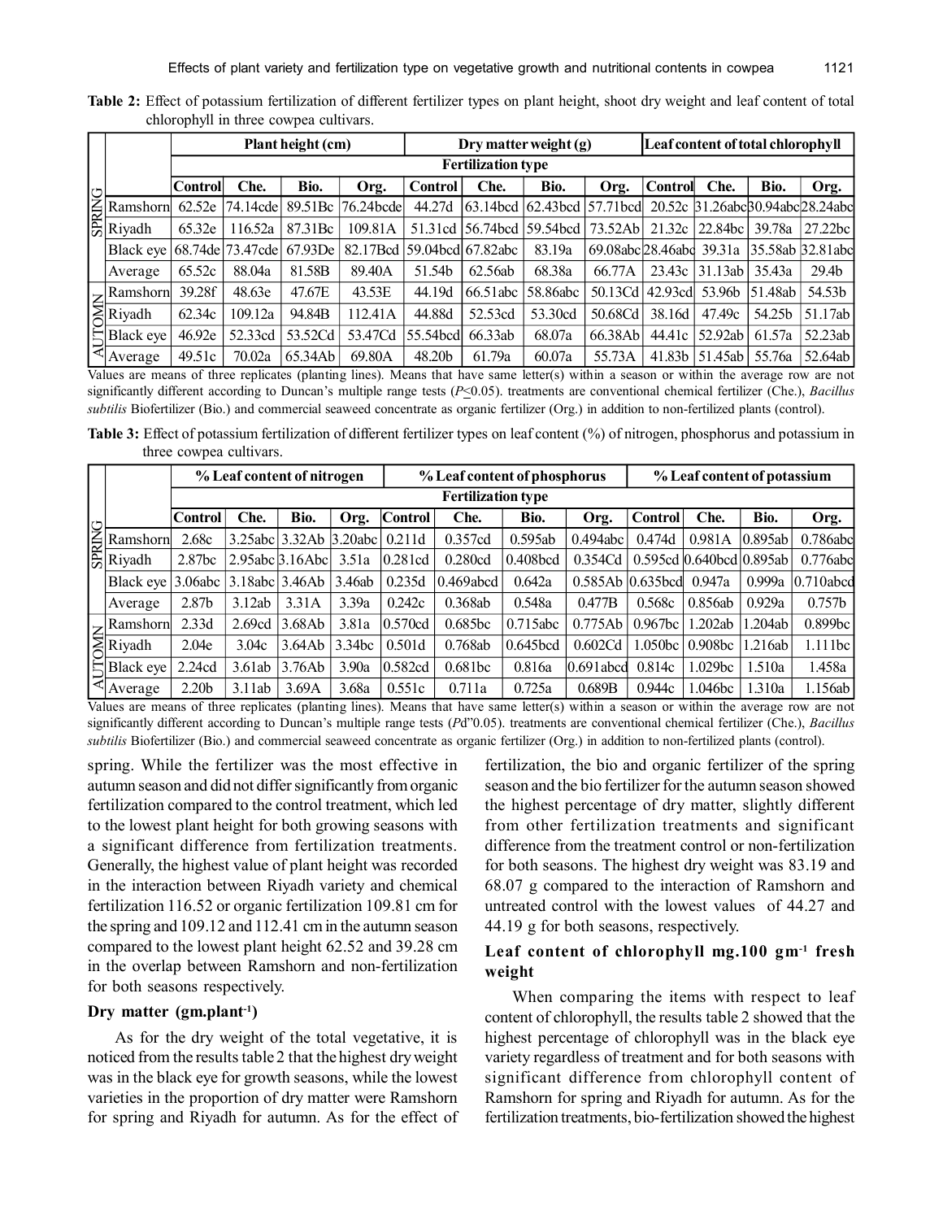**Table 2:** Effect of potassium fertilization of different fertilizer types on plant height, shoot dry weight and leaf content of total chlorophyll in three cowpea cultivars.

| | | Plant height (cm) | | | | Dry matter weight (g) | | | | Leaf content of total chlorophyll | | | |
|---|---|---|---|---|---|---|---|---|---|---|---|---|---|
| | | Fertilization type | | | | | | | | | | | |
| | | Control | Che. | Bio. | Org. | Control | Che. | Bio. | Org. | Control | Che. | Bio. | Org. |
| SPRING | Ramshorn | 62.52e | 74.14cde | 89.51Bc | 76.24bcde | 44.27d | 63.14bcd | 62.43bcd | 57.71bcd | 20.52c | 31.26abc | 30.94abc | 28.24abc |
| | Riyadh | 65.32e | 116.52a | 87.31Bc | 109.81A | 51.31cd | 56.74bcd | 59.54bcd | 73.52Ab | 21.32c | 22.84bc | 39.78a | 27.22bc |
| | Black eye | 68.74de | 73.47cde | 67.93De | 82.17Bcd | 59.04bcd | 67.82abc | 83.19a | 69.08abc | 28.46abc | 39.31a | 35.58ab | 32.81abc |
| | Average | 65.52c | 88.04a | 81.58B | 89.40A | 51.54b | 62.56ab | 68.38a | 66.77A | 23.43c | 31.13ab | 35.43a | 29.4b |
| AUTOMN | Ramshorn | 39.28f | 48.63e | 47.67E | 43.53E | 44.19d | 66.51abc | 58.86abc | 50.13Cd | 42.93cd | 53.96b | 51.48ab | 54.53b |
| | Riyadh | 62.34c | 109.12a | 94.84B | 112.41A | 44.88d | 52.53cd | 53.30cd | 50.68Cd | 38.16d | 47.49c | 54.25b | 51.17ab |
| | Black eye | 46.92e | 52.33cd | 53.52Cd | 53.47Cd | 55.54bcd | 66.33ab | 68.07a | 66.38Ab | 44.41c | 52.92ab | 61.57a | 52.23ab |
| | Average | 49.51c | 70.02a | 65.34Ab | 69.80A | 48.20b | 61.79a | 60.07a | 55.73A | 41.83b | 51.45ab | 55.76a | 52.64ab |

Values are means of three replicates (planting lines). Means that have same letter(s) within a season or within the average row are not significantly different according to Duncan's multiple range tests ($P \leq 0.05$). treatments are conventional chemical fertilizer (Che.), *Bacillus subtilis* Biofertilizer (Bio.) and commercial seaweed concentrate as organic fertilizer (Org.) in addition to non-fertilized plants (control).

**Table 3:** Effect of potassium fertilization of different fertilizer types on leaf content (%) of nitrogen, phosphorus and potassium in three cowpea cultivars.

| | | % Leaf content of nitrogen | | | | % Leaf content of phosphorus | | | | % Leaf content of potassium | | | |
|---|---|---|---|---|---|---|---|---|---|---|---|---|---|
| | | Fertilization type | | | | | | | | | | | |
| | | Control | Che. | Bio. | Org. | Control | Che. | Bio. | Org. | Control | Che. | Bio. | Org. |
| SPRING | Ramshorn | 2.68c | 3.25abc | 3.32Ab | 3.20abc | 0.211d | 0.357cd | 0.595ab | 0.494abc | 0.474d | 0.981A | 0.895ab | 0.786abc |
| | Riyadh | 2.87bc | 2.95abc | 3.16Abc | 3.51a | 0.281cd | 0.280cd | 0.408bcd | 0.354Cd | 0.595cd | 0.640bcd | 0.895ab | 0.776abc |
| | Black eye | 3.06abc | 3.18abc | 3.46Ab | 3.46ab | 0.235d | 0.469abcd | 0.642a | 0.585Ab | 0.635bcd | 0.947a | 0.999a | 0.710abcd |
| | Average | 2.87b | 3.12ab | 3.31A | 3.39a | 0.242c | 0.368ab | 0.548a | 0.477B | 0.568c | 0.856ab | 0.929a | 0.757b |
| AUTOMN | Ramshorn | 2.33d | 2.69cd | 3.68Ab | 3.81a | 0.570cd | 0.685bc | 0.715abc | 0.775Ab | 0.967bc | 1.202ab | 1.204ab | 0.899bc |
| | Riyadh | 2.04e | 3.04c | 3.64Ab | 3.34bc | 0.501d | 0.768ab | 0.645bcd | 0.602Cd | 1.050bc | 0.908bc | 1.216ab | 1.111bc |
| | Black eye | 2.24cd | 3.61ab | 3.76Ab | 3.90a | 0.582cd | 0.681bc | 0.816a | 0.691abcd | 0.814c | 1.029bc | 1.510a | 1.458a |
| | Average | 2.20b | 3.11ab | 3.69A | 3.68a | 0.551c | 0.711a | 0.725a | 0.689B | 0.944c | 1.046bc | 1.310a | 1.156ab |

Values are means of three replicates (planting lines). Means that have same letter(s) within a season or within the average row are not significantly different according to Duncan's multiple range tests (*P*d"0.05). treatments are conventional chemical fertilizer (Che.), *Bacillus subtilis* Biofertilizer (Bio.) and commercial seaweed concentrate as organic fertilizer (Org.) in addition to non-fertilized plants (control).

spring. While the fertilizer was the most effective in autumn season and did not differ significantly from organic fertilization compared to the control treatment, which led to the lowest plant height for both growing seasons with a significant difference from fertilization treatments. Generally, the highest value of plant height was recorded in the interaction between Riyadh variety and chemical fertilization 116.52 or organic fertilization 109.81 cm for the spring and 109.12 and 112.41 cm in the autumn season compared to the lowest plant height 62.52 and 39.28 cm in the overlap between Ramshorn and non-fertilization for both seasons respectively.

### Dry matter (gm.plant$^{-1}$)

As for the dry weight of the total vegetative, it is noticed from the results table 2 that the highest dry weight was in the black eye for growth seasons, while the lowest varieties in the proportion of dry matter were Ramshorn for spring and Riyadh for autumn. As for the effect of fertilization, the bio and organic fertilizer of the spring season and the bio fertilizer for the autumn season showed the highest percentage of dry matter, slightly different from other fertilization treatments and significant difference from the treatment control or non-fertilization for both seasons. The highest dry weight was 83.19 and 68.07 g compared to the interaction of Ramshorn and untreated control with the lowest values of 44.27 and 44.19 g for both seasons, respectively.

### Leaf content of chlorophyll mg.100 gm$^{-1}$ fresh weight

When comparing the items with respect to leaf content of chlorophyll, the results table 2 showed that the highest percentage of chlorophyll was in the black eye variety regardless of treatment and for both seasons with significant difference from chlorophyll content of Ramshorn for spring and Riyadh for autumn. As for the fertilization treatments, bio-fertilization showed the highest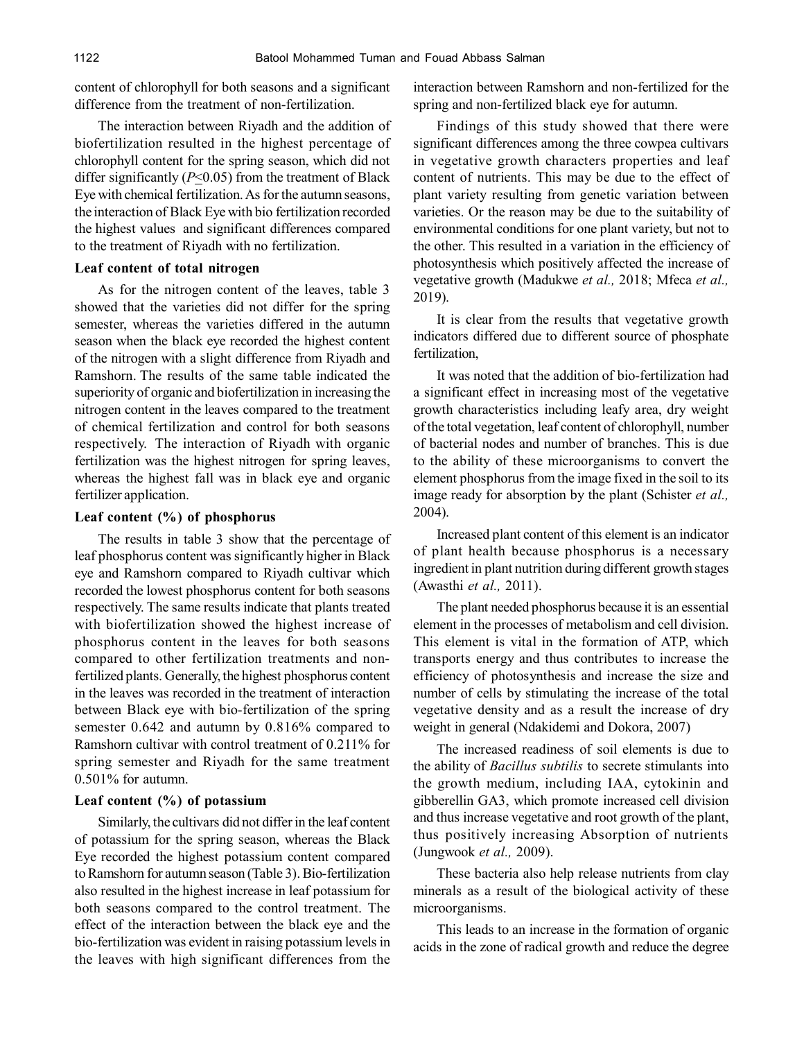content of chlorophyll for both seasons and a significant difference from the treatment of non-fertilization.

The interaction between Riyadh and the addition of biofertilization resulted in the highest percentage of chlorophyll content for the spring season, which did not differ significantly ($P \leq 0.05$) from the treatment of Black Eye with chemical fertilization. As for the autumn seasons, the interaction of Black Eye with bio fertilization recorded the highest values and significant differences compared to the treatment of Riyadh with no fertilization.

### Leaf content of total nitrogen

As for the nitrogen content of the leaves, table 3 showed that the varieties did not differ for the spring semester, whereas the varieties differed in the autumn season when the black eye recorded the highest content of the nitrogen with a slight difference from Riyadh and Ramshorn. The results of the same table indicated the superiority of organic and biofertilization in increasing the nitrogen content in the leaves compared to the treatment of chemical fertilization and control for both seasons respectively. The interaction of Riyadh with organic fertilization was the highest nitrogen for spring leaves, whereas the highest fall was in black eye and organic fertilizer application.

### Leaf content (%) of phosphorus

The results in table 3 show that the percentage of leaf phosphorus content was significantly higher in Black eye and Ramshorn compared to Riyadh cultivar which recorded the lowest phosphorus content for both seasons respectively. The same results indicate that plants treated with biofertilization showed the highest increase of phosphorus content in the leaves for both seasons compared to other fertilization treatments and non-fertilized plants. Generally, the highest phosphorus content in the leaves was recorded in the treatment of interaction between Black eye with bio-fertilization of the spring semester 0.642 and autumn by 0.816% compared to Ramshorn cultivar with control treatment of 0.211% for spring semester and Riyadh for the same treatment 0.501% for autumn.

### Leaf content (%) of potassium

Similarly, the cultivars did not differ in the leaf content of potassium for the spring season, whereas the Black Eye recorded the highest potassium content compared to Ramshorn for autumn season (Table 3). Bio-fertilization also resulted in the highest increase in leaf potassium for both seasons compared to the control treatment. The effect of the interaction between the black eye and the bio-fertilization was evident in raising potassium levels in the leaves with high significant differences from the interaction between Ramshorn and non-fertilized for the spring and non-fertilized black eye for autumn.

Findings of this study showed that there were significant differences among the three cowpea cultivars in vegetative growth characters properties and leaf content of nutrients. This may be due to the effect of plant variety resulting from genetic variation between varieties. Or the reason may be due to the suitability of environmental conditions for one plant variety, but not to the other. This resulted in a variation in the efficiency of photosynthesis which positively affected the increase of vegetative growth (Madukwe *et al.,* 2018; Mfeca *et al.,* 2019).

It is clear from the results that vegetative growth indicators differed due to different source of phosphate fertilization,

It was noted that the addition of bio-fertilization had a significant effect in increasing most of the vegetative growth characteristics including leafy area, dry weight of the total vegetation, leaf content of chlorophyll, number of bacterial nodes and number of branches. This is due to the ability of these microorganisms to convert the element phosphorus from the image fixed in the soil to its image ready for absorption by the plant (Schister *et al.,* 2004).

Increased plant content of this element is an indicator of plant health because phosphorus is a necessary ingredient in plant nutrition during different growth stages (Awasthi *et al.,* 2011).

The plant needed phosphorus because it is an essential element in the processes of metabolism and cell division. This element is vital in the formation of ATP, which transports energy and thus contributes to increase the efficiency of photosynthesis and increase the size and number of cells by stimulating the increase of the total vegetative density and as a result the increase of dry weight in general (Ndakidemi and Dokora, 2007)

The increased readiness of soil elements is due to the ability of *Bacillus subtilis* to secrete stimulants into the growth medium, including IAA, cytokinin and gibberellin GA3, which promote increased cell division and thus increase vegetative and root growth of the plant, thus positively increasing Absorption of nutrients (Jungwook *et al.,* 2009).

These bacteria also help release nutrients from clay minerals as a result of the biological activity of these microorganisms.

This leads to an increase in the formation of organic acids in the zone of radical growth and reduce the degree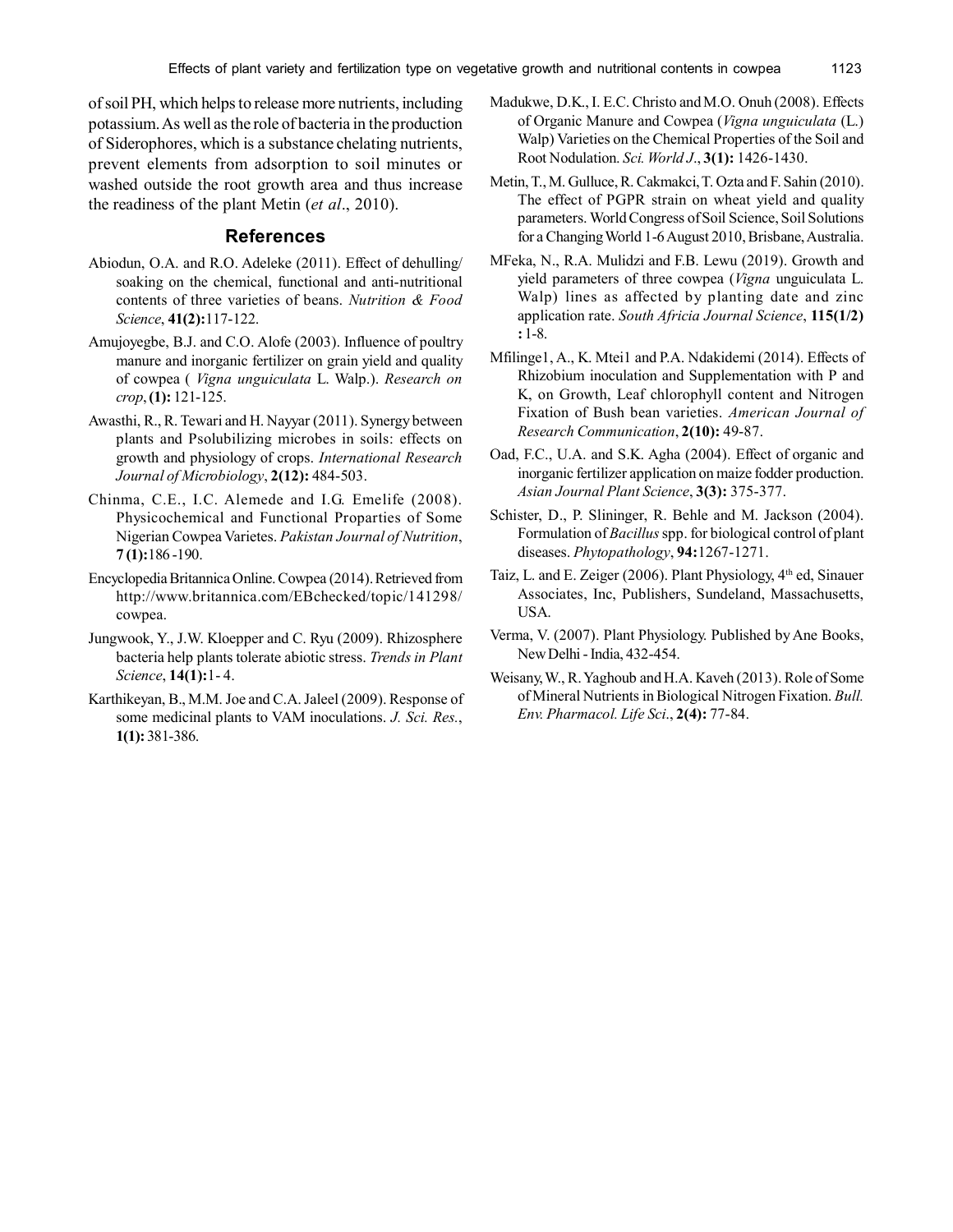of soil PH, which helps to release more nutrients, including potassium. As well as the role of bacteria in the production of Siderophores, which is a substance chelating nutrients, prevent elements from adsorption to soil minutes or washed outside the root growth area and thus increase the readiness of the plant Metin (*et al*., 2010).

## References

Abiodun, O.A. and R.O. Adeleke (2011). Effect of dehulling/soaking on the chemical, functional and anti-nutritional contents of three varieties of beans. *Nutrition & Food Science*, **41(2):**117-122.

Amujoyegbe, B.J. and C.O. Alofe (2003). Influence of poultry manure and inorganic fertilizer on grain yield and quality of cowpea ( *Vigna unguiculata* L. Walp.). *Research on crop*, **(1):** 121-125.

Awasthi, R., R. Tewari and H. Nayyar (2011). Synergy between plants and Psolubilizing microbes in soils: effects on growth and physiology of crops. *International Research Journal of Microbiology*, **2(12):** 484-503.

Chinma, C.E., I.C. Alemede and I.G. Emelife (2008). Physicochemical and Functional Proparties of Some Nigerian Cowpea Varietes. *Pakistan Journal of Nutrition*, **7 (1):**186 -190.

Encyclopedia Britannica Online. Cowpea (2014). Retrieved from http://www.britannica.com/EBchecked/topic/141298/cowpea.

Jungwook, Y., J.W. Kloepper and C. Ryu (2009). Rhizosphere bacteria help plants tolerate abiotic stress. *Trends in Plant Science*, **14(1):**1- 4.

Karthikeyan, B., M.M. Joe and C.A. Jaleel (2009). Response of some medicinal plants to VAM inoculations. *J. Sci. Res.*, **1(1):** 381-386.

Madukwe, D.K., I. E.C. Christo and M.O. Onuh (2008). Effects of Organic Manure and Cowpea (*Vigna unguiculata* (L.) Walp) Varieties on the Chemical Properties of the Soil and Root Nodulation. *Sci. World J*., **3(1):** 1426-1430.

Metin, T., M. Gulluce, R. Cakmakci, T. Ozta and F. Sahin (2010). The effect of PGPR strain on wheat yield and quality parameters. World Congress of Soil Science, Soil Solutions for a Changing World 1-6 August 2010, Brisbane, Australia.

MFeka, N., R.A. Mulidzi and F.B. Lewu (2019). Growth and yield parameters of three cowpea (*Vigna* unguiculata L. Walp) lines as affected by planting date and zinc application rate. *South Africia Journal Science*, **115(1/2) :** 1-8.

Mfilinge1, A., K. Mtei1 and P.A. Ndakidemi (2014). Effects of Rhizobium inoculation and Supplementation with P and K, on Growth, Leaf chlorophyll content and Nitrogen Fixation of Bush bean varieties. *American Journal of Research Communication*, **2(10):** 49-87.

Oad, F.C., U.A. and S.K. Agha (2004). Effect of organic and inorganic fertilizer application on maize fodder production. *Asian Journal Plant Science*, **3(3):** 375-377.

Schister, D., P. Slininger, R. Behle and M. Jackson (2004). Formulation of *Bacillus* spp. for biological control of plant diseases. *Phytopathology*, **94:**1267-1271.

Taiz, L. and E. Zeiger (2006). Plant Physiology, 4th ed, Sinauer Associates, Inc, Publishers, Sundeland, Massachusetts, USA.

Verma, V. (2007). Plant Physiology. Published by Ane Books, New Delhi - India, 432-454.

Weisany, W., R. Yaghoub and H.A. Kaveh (2013). Role of Some of Mineral Nutrients in Biological Nitrogen Fixation. *Bull. Env. Pharmacol. Life Sci*., **2(4):** 77-84.